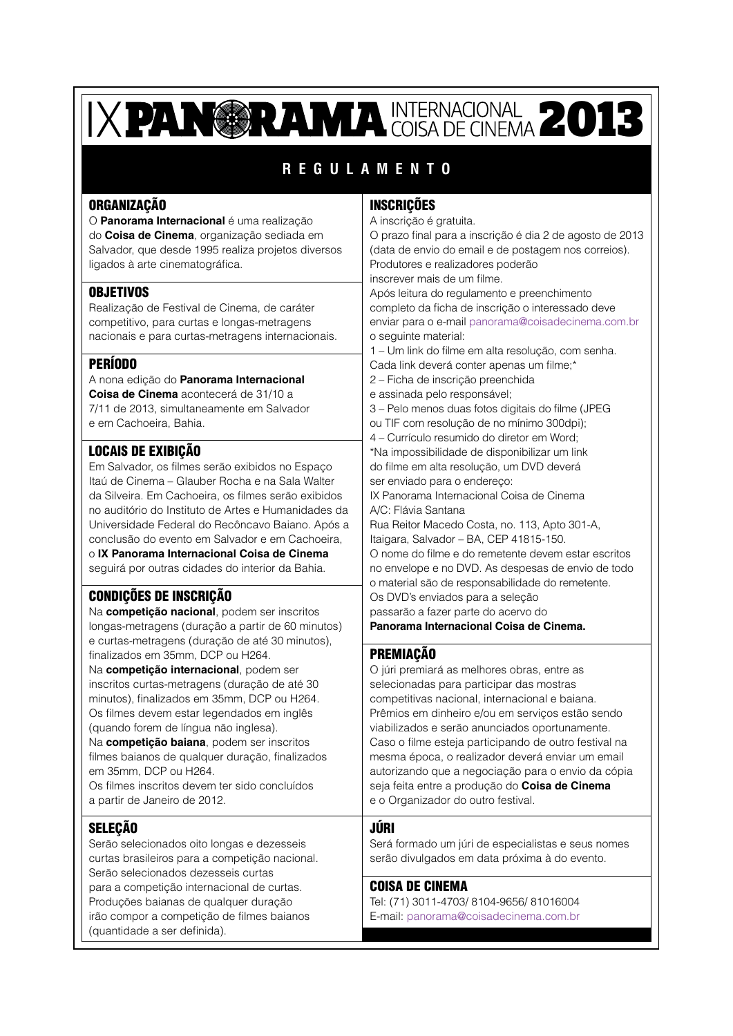# IX PANORAMA INTERNACIONAL COISA DE CINEMA 2013

## REGULAMENTO

### ORGANIZAÇÃO

O **Panorama Internacional** é uma realização do **Coisa de Cinema**, organização sediada em Salvador, que desde 1995 realiza projetos diversos ligados à arte cinematográfica.

### OBJETIVOS

Realização de Festival de Cinema, de caráter competitivo, para curtas e longas-metragens nacionais e para curtas-metragens internacionais.

### PERÍODO

A nona edição do **Panorama Internacional Coisa de Cinema** acontecerá de 31/10 a 7/11 de 2013, simultaneamente em Salvador e em Cachoeira, Bahia.

### LOCAIS DE EXIBIÇÃO

Em Salvador, os filmes serão exibidos no Espaço Itaú de Cinema – Glauber Rocha e na Sala Walter da Silveira. Em Cachoeira, os filmes serão exibidos no auditório do Instituto de Artes e Humanidades da Universidade Federal do Recôncavo Baiano. Após a conclusão do evento em Salvador e em Cachoeira, o **IX Panorama Internacional Coisa de Cinema** seguirá por outras cidades do interior da Bahia.

### CONDIÇÕES DE INSCRIÇÃO

Na **competição nacional**, podem ser inscritos longas-metragens (duração a partir de 60 minutos) e curtas-metragens (duração de até 30 minutos), finalizados em 35mm, DCP ou H264.

Na **competição internacional**, podem ser inscritos curtas-metragens (duração de até 30 minutos), finalizados em 35mm, DCP ou H264. Os filmes devem estar legendados em inglês (quando forem de língua não inglesa).

Na **competição baiana**, podem ser inscritos filmes baianos de qualquer duração, finalizados em 35mm, DCP ou H264.

Os filmes inscritos devem ter sido concluídos a partir de Janeiro de 2012.

### SELEÇÃO

Serão selecionados oito longas e dezesseis curtas brasileiros para a competição nacional. Serão selecionados dezesseis curtas para a competição internacional de curtas. Produções baianas de qualquer duração irão compor a competição de filmes baianos (quantidade a ser definida).

### INSCRIÇÕES

A inscrição é gratuita.

O prazo final para a inscrição é dia 2 de agosto de 2013 (data de envio do email e de postagem nos correios).

Produtores e realizadores poderão inscrever mais de um filme.

Após leitura do regulamento e preenchimento completo da ficha de inscrição o interessado deve enviar para o e-mail panorama@coisadecinema.com.br o seguinte material:

1 – Um link do filme em alta resolução, com senha. Cada link deverá conter apenas um filme;*
2 – Ficha de inscrição preenchida e assinada pelo responsável;
3 – Pelo menos duas fotos digitais do filme (JPEG ou TIF com resolução de no mínimo 300dpi);
4 – Currículo resumido do diretor em Word;

*Na impossibilidade de disponibilizar um link do filme em alta resolução, um DVD deverá ser enviado para o endereço:

IX Panorama Internacional Coisa de Cinema
A/C: Flávia Santana
Rua Reitor Macedo Costa, no. 113, Apto 301-A, Itaigara, Salvador – BA, CEP 41815-150.

O nome do filme e do remetente devem estar escritos no envelope e no DVD. As despesas de envio de todo o material são de responsabilidade do remetente.

Os DVD's enviados para a seleção passarão a fazer parte do acervo do **Panorama Internacional Coisa de Cinema.**

### PREMIAÇÃO

O júri premiará as melhores obras, entre as selecionadas para participar das mostras competitivas nacional, internacional e baiana. Prêmios em dinheiro e/ou em serviços estão sendo viabilizados e serão anunciados oportunamente.

Caso o filme esteja participando de outro festival na mesma época, o realizador deverá enviar um email autorizando que a negociação para o envio da cópia seja feita entre a produção do **Coisa de Cinema** e o Organizador do outro festival.

### JÚRI

Será formado um júri de especialistas e seus nomes serão divulgados em data próxima à do evento.

### COISA DE CINEMA

Tel: (71) 3011-4703/ 8104-9656/ 81016004
E-mail: panorama@coisadecinema.com.br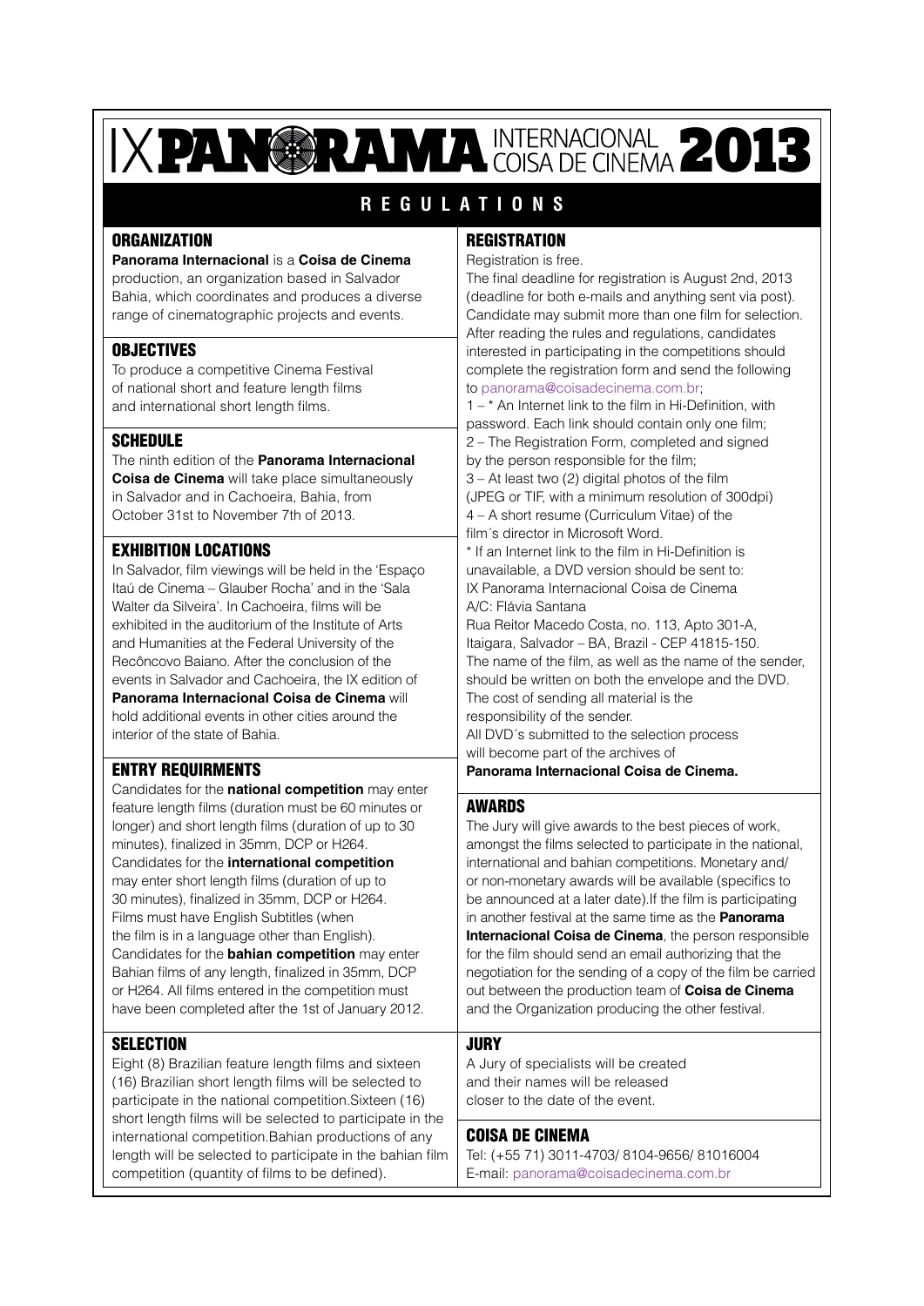# IX PANORAMA INTERNACIONAL COISA DE CINEMA 2013

## REGULATIONS

### ORGANIZATION

**Panorama Internacional** is a **Coisa de Cinema** production, an organization based in Salvador Bahia, which coordinates and produces a diverse range of cinematographic projects and events.

### OBJECTIVES

To produce a competitive Cinema Festival of national short and feature length films and international short length films.

### SCHEDULE

The ninth edition of the **Panorama Internacional Coisa de Cinema** will take place simultaneously in Salvador and in Cachoeira, Bahia, from October 31st to November 7th of 2013.

### EXHIBITION LOCATIONS

In Salvador, film viewings will be held in the 'Espaço Itaú de Cinema – Glauber Rocha' and in the 'Sala Walter da Silveira'. In Cachoeira, films will be exhibited in the auditorium of the Institute of Arts and Humanities at the Federal University of the Recôncovo Baiano. After the conclusion of the events in Salvador and Cachoeira, the IX edition of **Panorama Internacional Coisa de Cinema** will hold additional events in other cities around the interior of the state of Bahia.

### ENTRY REQUIRMENTS

Candidates for the **national competition** may enter feature length films (duration must be 60 minutes or longer) and short length films (duration of up to 30 minutes), finalized in 35mm, DCP or H264.
Candidates for the **international competition** may enter short length films (duration of up to 30 minutes), finalized in 35mm, DCP or H264. Films must have English Subtitles (when the film is in a language other than English).
Candidates for the **bahian competition** may enter Bahian films of any length, finalized in 35mm, DCP or H264. All films entered in the competition must have been completed after the 1st of January 2012.

### SELECTION

Eight (8) Brazilian feature length films and sixteen (16) Brazilian short length films will be selected to participate in the national competition.Sixteen (16) short length films will be selected to participate in the international competition.Bahian productions of any length will be selected to participate in the bahian film competition (quantity of films to be defined).

### REGISTRATION

Registration is free.
The final deadline for registration is August 2nd, 2013 (deadline for both e-mails and anything sent via post).
Candidate may submit more than one film for selection.
After reading the rules and regulations, candidates interested in participating in the competitions should complete the registration form and send the following to panorama@coisadecinema.com.br;

1 – * An Internet link to the film in Hi-Definition, with password. Each link should contain only one film;
2 – The Registration Form, completed and signed by the person responsible for the film;
3 – At least two (2) digital photos of the film (JPEG or TIF, with a minimum resolution of 300dpi)
4 – A short resume (Curriculum Vitae) of the film´s director in Microsoft Word.

* If an Internet link to the film in Hi-Definition is unavailable, a DVD version should be sent to:
IX Panorama Internacional Coisa de Cinema
A/C: Flávia Santana
Rua Reitor Macedo Costa, no. 113, Apto 301-A, Itaigara, Salvador – BA, Brazil - CEP 41815-150.
The name of the film, as well as the name of the sender, should be written on both the envelope and the DVD.
The cost of sending all material is the responsibility of the sender.
All DVD´s submitted to the selection process will become part of the archives of **Panorama Internacional Coisa de Cinema.**

### AWARDS

The Jury will give awards to the best pieces of work, amongst the films selected to participate in the national, international and bahian competitions. Monetary and/or non-monetary awards will be available (specifics to be announced at a later date).If the film is participating in another festival at the same time as the **Panorama Internacional Coisa de Cinema**, the person responsible for the film should send an email authorizing that the negotiation for the sending of a copy of the film be carried out between the production team of **Coisa de Cinema** and the Organization producing the other festival.

### JURY

A Jury of specialists will be created and their names will be released closer to the date of the event.

### COISA DE CINEMA

Tel: (+55 71) 3011-4703/ 8104-9656/ 81016004
E-mail: panorama@coisadecinema.com.br